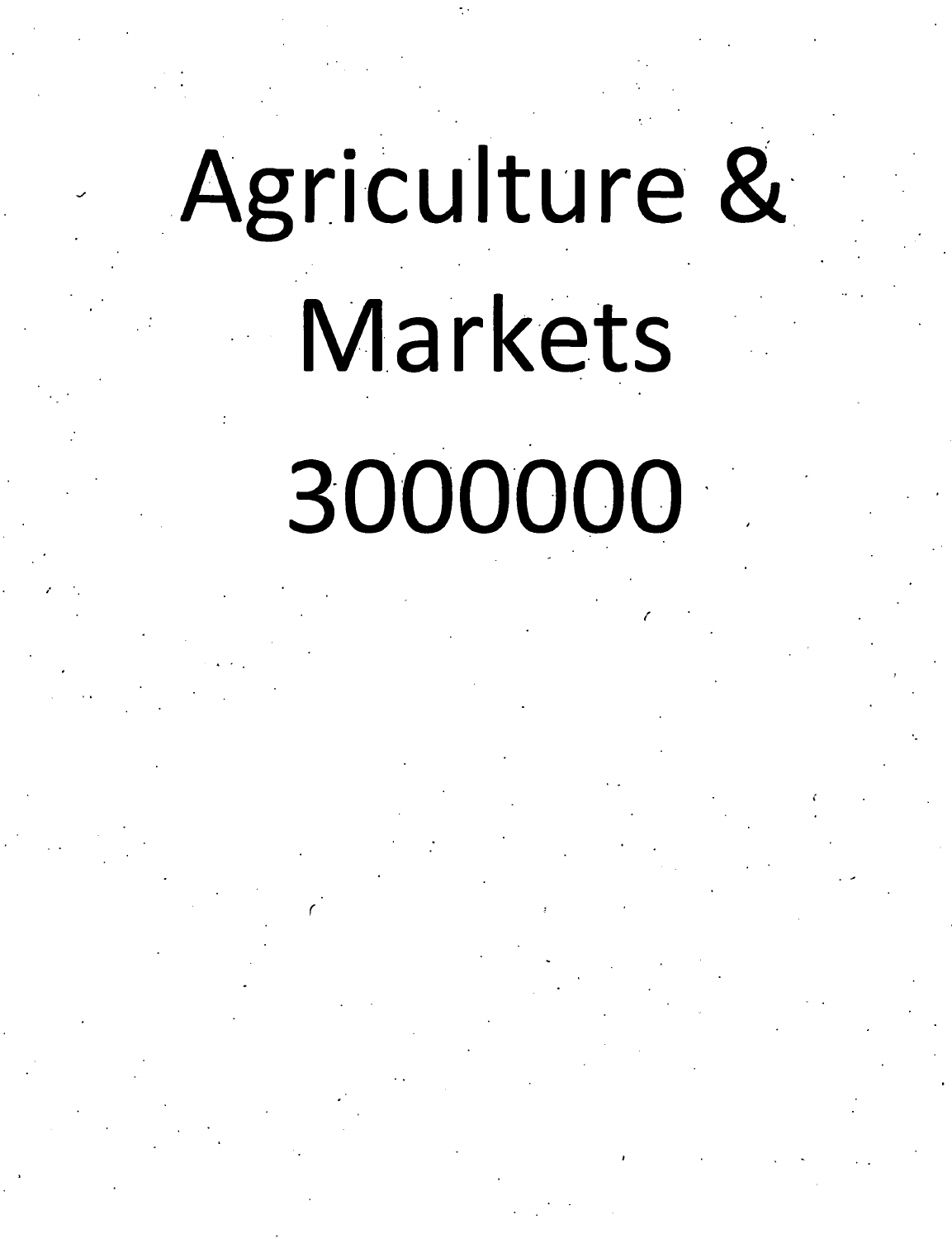# Agriculture & Markets

# 3000000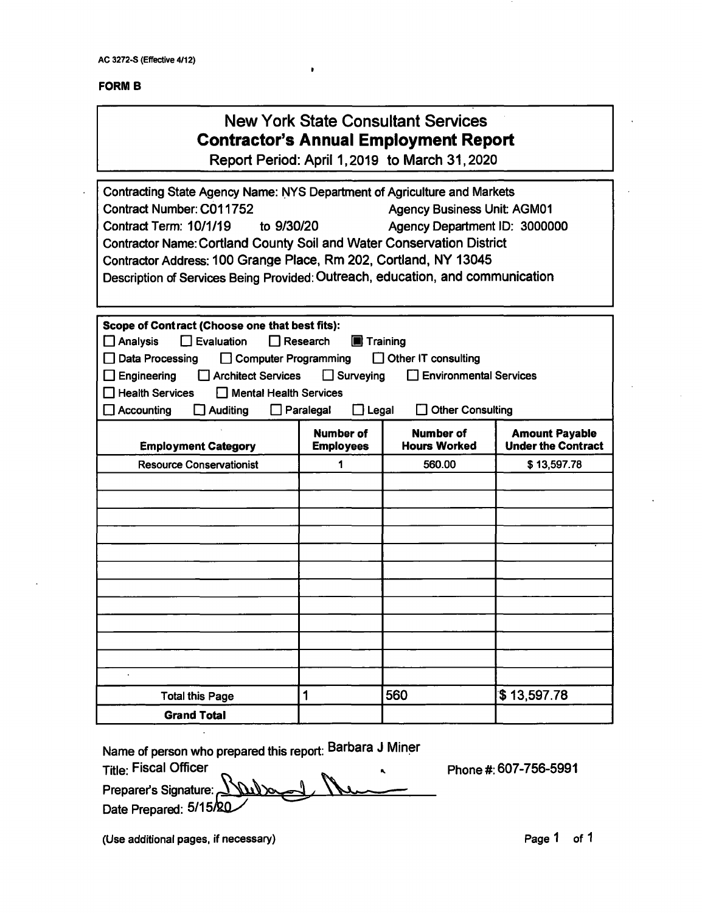AC 3272-S (Effective 4/12)

**FORM B**

# New York State Consultant Services
## Contractor's Annual Employment Report

Report Period: April 1, 2019 to March 31, 2020

Contracting State Agency Name: NYS Department of Agriculture and Markets
Contract Number: C011752 Agency Business Unit: AGM01
Contract Term: 10/1/19 to 9/30/20 Agency Department ID: 3000000
Contractor Name: Cortland County Soil and Water Conservation District
Contractor Address: 100 Grange Place, Rm 202, Cortland, NY 13045
Description of Services Being Provided: Outreach, education, and communication

**Scope of Contract (Choose one that best fits):**

- ☐ Analysis ☐ Evaluation ☐ Research ☒ Training
- ☐ Data Processing ☐ Computer Programming ☐ Other IT consulting
- ☐ Engineering ☐ Architect Services ☐ Surveying ☐ Environmental Services
- ☐ Health Services ☐ Mental Health Services
- ☐ Accounting ☐ Auditing ☐ Paralegal ☐ Legal ☐ Other Consulting

| Employment Category | Number of Employees | Number of Hours Worked | Amount Payable Under the Contract |
|---|---|---|---|
| Resource Conservationist | 1 | 560.00 | $ 13,597.78 |
| | | | |
| | | | |
| | | | |
| | | | |
| | | | |
| | | | |
| | | | |
| | | | |
| | | | |
| | | | |
| | | | |
| | | | |
| Total this Page | 1 | 560 | $ 13,597.78 |
| **Grand Total** | | | |

Name of person who prepared this report: Barbara J Miner
Title: Fiscal Officer Phone #: 607-756-5991
Preparer's Signature: [signature]
Date Prepared: 5/15/20

(Use additional pages, if necessary)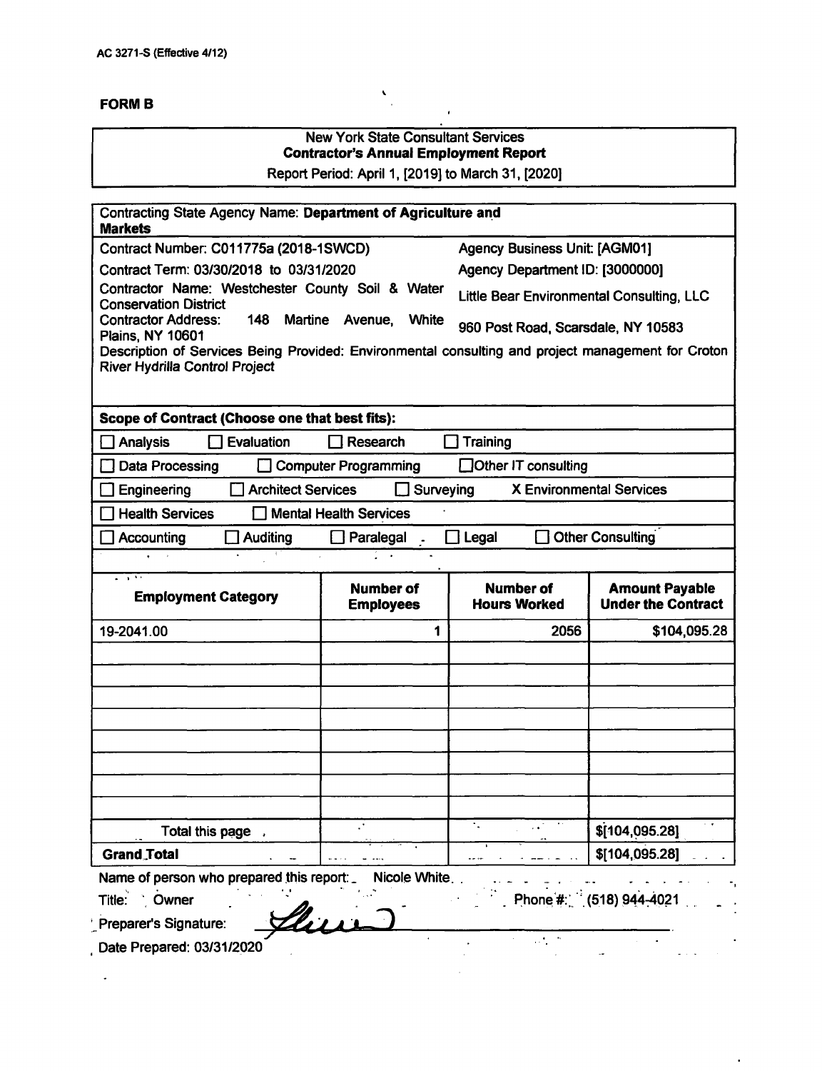AC 3271-S (Effective 4/12)

**FORM B**

New York State Consultant Services
**Contractor's Annual Employment Report**
Report Period: April 1, [2019] to March 31, [2020]

Contracting State Agency Name: **Department of Agriculture and Markets**

| | |
|---|---|
| Contract Number: C011775a (2018-1SWCD) | Agency Business Unit: [AGM01] |
| Contract Term: 03/30/2018 to 03/31/2020 | Agency Department ID: [3000000] |
| Contractor Name: Westchester County Soil & Water Conservation District | Little Bear Environmental Consulting, LLC |
| Contractor Address: 148 Martine Avenue, White Plains, NY 10601 | 960 Post Road, Scarsdale, NY 10583 |

Description of Services Being Provided: Environmental consulting and project management for Croton River Hydrilla Control Project

**Scope of Contract (Choose one that best fits):**

- ☐ Analysis ☐ Evaluation ☐ Research ☐ Training
- ☐ Data Processing ☐ Computer Programming ☐ Other IT consulting
- ☐ Engineering ☐ Architect Services ☐ Surveying X Environmental Services
- ☐ Health Services ☐ Mental Health Services
- ☐ Accounting ☐ Auditing ☐ Paralegal ☐ Legal ☐ Other Consulting

| Employment Category | Number of Employees | Number of Hours Worked | Amount Payable Under the Contract |
|---|---|---|---|
| 19-2041.00 | 1 | 2056 | $104,095.28 |
| | | | |
| | | | |
| | | | |
| | | | |
| | | | |
| | | | |
| | | | |
| | | | |
| Total this page | | | $[104,095.28] |
| **Grand Total** | | | $[104,095.28] |

Name of person who prepared this report: Nicole White

Title: Owner  Phone #: (518) 944-4021

Preparer's Signature: [signature]

Date Prepared: 03/31/2020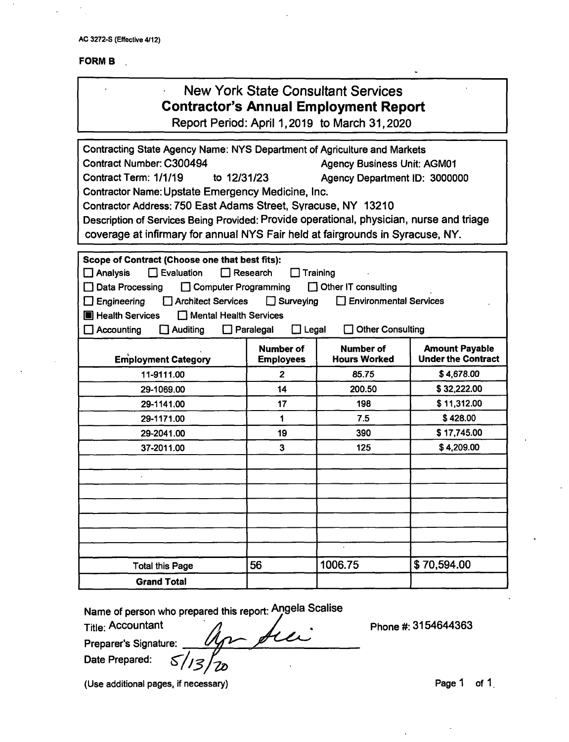AC 3272-S (Effective 4/12)

**FORM B**

# New York State Consultant Services
## Contractor's Annual Employment Report
Report Period: April 1, 2019 to March 31, 2020

Contracting State Agency Name: NYS Department of Agriculture and Markets
Contract Number: C300494 Agency Business Unit: AGM01
Contract Term: 1/1/19 to 12/31/23 Agency Department ID: 3000000
Contractor Name: Upstate Emergency Medicine, Inc.
Contractor Address: 750 East Adams Street, Syracuse, NY 13210
Description of Services Being Provided: Provide operational, physician, nurse and triage coverage at infirmary for annual NYS Fair held at fairgrounds in Syracuse, NY.

**Scope of Contract (Choose one that best fits):**

- [ ] Analysis
- [ ] Evaluation
- [ ] Research
- [ ] Training
- [ ] Data Processing
- [ ] Computer Programming
- [ ] Other IT consulting
- [ ] Engineering
- [ ] Architect Services
- [ ] Surveying
- [ ] Environmental Services
- [x] Health Services
- [ ] Mental Health Services
- [ ] Accounting
- [ ] Auditing
- [ ] Paralegal
- [ ] Legal
- [ ] Other Consulting

| Employment Category | Number of Employees | Number of Hours Worked | Amount Payable Under the Contract |
|---|---|---|---|
| 11-9111.00 | 2 | 85.75 | $ 4,678.00 |
| 29-1069.00 | 14 | 200.50 | $ 32,222.00 |
| 29-1141.00 | 17 | 198 | $ 11,312.00 |
| 29-1171.00 | 1 | 7.5 | $ 428.00 |
| 29-2041.00 | 19 | 390 | $ 17,745.00 |
| 37-2011.00 | 3 | 125 | $ 4,209.00 |
| | | | |
| | | | |
| | | | |
| | | | |
| | | | |
| | | | |
| | | | |
| Total this Page | 56 | 1006.75 | $ 70,594.00 |
| **Grand Total** | | | |

Name of person who prepared this report: Angela Scalise
Title: Accountant
Preparer's Signature: [signature]
Date Prepared: 5/13/20
Phone #: 3154644363

(Use additional pages, if necessary)

Page 1 of 1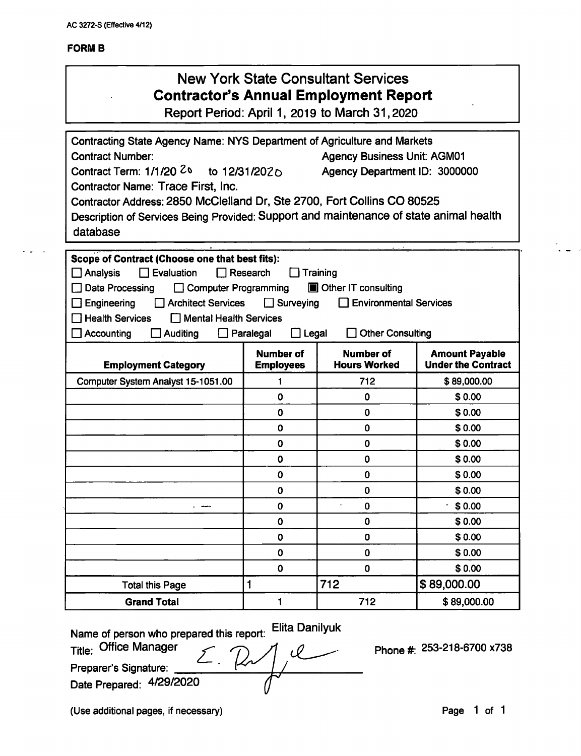AC 3272-S (Effective 4/12)

**FORM B**

# New York State Consultant Services
## Contractor's Annual Employment Report
Report Period: April 1, 2019 to March 31, 2020

Contracting State Agency Name: NYS Department of Agriculture and Markets
Contract Number:
Agency Business Unit: AGM01
Contract Term: 1/1/20 20 to 12/31/2020
Agency Department ID: 3000000
Contractor Name: Trace First, Inc.
Contractor Address: 2850 McClelland Dr, Ste 2700, Fort Collins CO 80525
Description of Services Being Provided: Support and maintenance of state animal health database

**Scope of Contract (Choose one that best fits):**

- ☐ Analysis ☐ Evaluation ☐ Research ☐ Training
- ☐ Data Processing ☐ Computer Programming ☒ Other IT consulting
- ☐ Engineering ☐ Architect Services ☐ Surveying ☐ Environmental Services
- ☐ Health Services ☐ Mental Health Services
- ☐ Accounting ☐ Auditing ☐ Paralegal ☐ Legal ☐ Other Consulting

| Employment Category | Number of Employees | Number of Hours Worked | Amount Payable Under the Contract |
|---|---|---|---|
| Computer System Analyst 15-1051.00 | 1 | 712 | $ 89,000.00 |
| | 0 | 0 | $ 0.00 |
| | 0 | 0 | $ 0.00 |
| | 0 | 0 | $ 0.00 |
| | 0 | 0 | $ 0.00 |
| | 0 | 0 | $ 0.00 |
| | 0 | 0 | $ 0.00 |
| | 0 | 0 | $ 0.00 |
| | 0 | 0 | $ 0.00 |
| | 0 | 0 | $ 0.00 |
| | 0 | 0 | $ 0.00 |
| | 0 | 0 | $ 0.00 |
| | 0 | 0 | $ 0.00 |
| Total this Page | 1 | 712 | $ 89,000.00 |
| **Grand Total** | 1 | 712 | $ 89,000.00 |

Name of person who prepared this report: Elita Danilyuk
Title: Office Manager
Preparer's Signature: E. Danilyuk
Date Prepared: 4/29/2020
Phone #: 253-218-6700 x738

(Use additional pages, if necessary)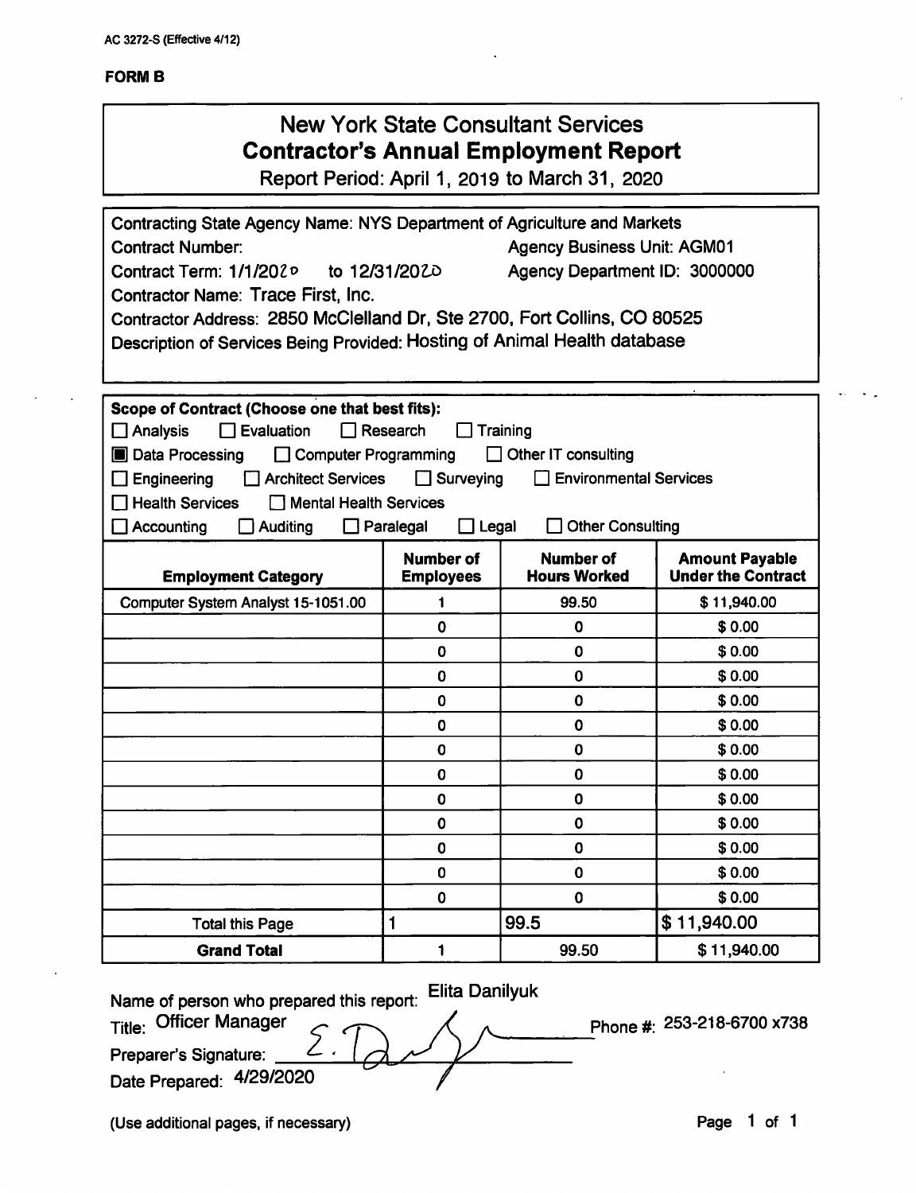AC 3272-S (Effective 4/12)

**FORM B**

# New York State Consultant Services
## Contractor's Annual Employment Report

Report Period: April 1, 2019 to March 31, 2020

Contracting State Agency Name: NYS Department of Agriculture and Markets
Contract Number:
Agency Business Unit: AGM01
Contract Term: 1/1/2020 to 12/31/2020
Agency Department ID: 3000000
Contractor Name: Trace First, Inc.
Contractor Address: 2850 McClelland Dr, Ste 2700, Fort Collins, CO 80525
Description of Services Being Provided: Hosting of Animal Health database

**Scope of Contract (Choose one that best fits):**

- ☐ Analysis ☐ Evaluation ☐ Research ☐ Training
- ☒ Data Processing ☐ Computer Programming ☐ Other IT consulting
- ☐ Engineering ☐ Architect Services ☐ Surveying ☐ Environmental Services
- ☐ Health Services ☐ Mental Health Services
- ☐ Accounting ☐ Auditing ☐ Paralegal ☐ Legal ☐ Other Consulting

| Employment Category | Number of Employees | Number of Hours Worked | Amount Payable Under the Contract |
|---|---|---|---|
| Computer System Analyst 15-1051.00 | 1 | 99.50 | $ 11,940.00 |
| | 0 | 0 | $ 0.00 |
| | 0 | 0 | $ 0.00 |
| | 0 | 0 | $ 0.00 |
| | 0 | 0 | $ 0.00 |
| | 0 | 0 | $ 0.00 |
| | 0 | 0 | $ 0.00 |
| | 0 | 0 | $ 0.00 |
| | 0 | 0 | $ 0.00 |
| | 0 | 0 | $ 0.00 |
| | 0 | 0 | $ 0.00 |
| | 0 | 0 | $ 0.00 |
| | 0 | 0 | $ 0.00 |
| Total this Page | 1 | 99.5 | $ 11,940.00 |
| **Grand Total** | 1 | 99.50 | $ 11,940.00 |

Name of person who prepared this report: Elita Danilyuk
Title: Officer Manager
Phone #: 253-218-6700 x738
Preparer's Signature: E. Danilyuk
Date Prepared: 4/29/2020

(Use additional pages, if necessary)